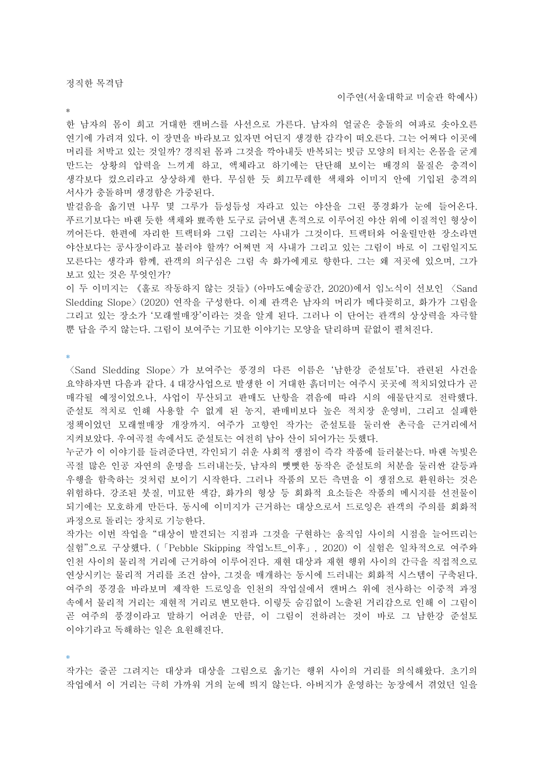# 정직한 목격담

이주연(서울대학교 미술관 학예사)

*

한 남자의 몸이 희고 거대한 캔버스를 사선으로 가른다. 남자의 얼굴은 충돌의 여파로 솟아오른 연기에 가려져 있다. 이 장면을 바라보고 있자면 어딘지 생경한 감각이 떠오른다. 그는 어쩌다 이곳에 머리를 처박고 있는 것일까? 경직된 몸과 그것을 깎아내듯 반복되는 빗금 모양의 터치는 온몸을 굳게 만드는 상황의 압력을 느끼게 하고, 액체라고 하기에는 단단해 보이는 배경의 물질은 충격이 생각보다 컸으리라고 상상하게 한다. 무심한 듯 희끄무레한 색채와 이미지 안에 기입된 충격의 서사가 충돌하며 생경함은 가중된다.

발걸음을 옮기면 나무 몇 그루가 듬성듬성 자라고 있는 야산을 그린 풍경화가 눈에 들어온다. 푸르기보다는 바랜 듯한 색채와 뾰족한 도구로 긁어낸 흔적으로 이루어진 야산 위에 이질적인 형상이 끼어든다. 한편에 자리한 트랙터와 그림 그리는 사내가 그것이다. 트랙터와 어울릴만한 장소라면 야산보다는 공사장이라고 불러야 할까? 어쩌면 저 사내가 그리고 있는 그림이 바로 이 그림일지도 모른다는 생각과 함께, 관객의 의구심은 그림 속 화가에게로 향한다. 그는 왜 저곳에 있으며, 그가 보고 있는 것은 무엇인가?

이 두 이미지는 《홀로 작동하지 않는 것들》(아마도예술공간, 2020)에서 임노식이 선보인 〈Sand Sledding Slope〉(2020) 연작을 구성한다. 이제 관객은 남자의 머리가 메다꽂히고, 화가가 그림을 그리고 있는 장소가 '모래썰매장'이라는 것을 알게 된다. 그러나 이 단어는 관객의 상상력을 자극할 뿐 답을 주지 않는다. 그림이 보여주는 기묘한 이야기는 모양을 달리하며 끝없이 펼쳐진다.

*

〈Sand Sledding Slope〉가 보여주는 풍경의 다른 이름은 '남한강 준설토'다. 관련된 사건을 요약하자면 다음과 같다. 4 대강사업으로 발생한 이 거대한 흙더미는 여주시 곳곳에 적치되었다가 곧 매각될 예정이었으나, 사업이 무산되고 판매도 난항을 겪음에 따라 시의 애물단지로 전락했다. 준설토 적치로 인해 사용할 수 없게 된 농지, 판매비보다 높은 적치장 운영비, 그리고 실패한 정책이었던 모래썰매장 개장까지. 여주가 고향인 작가는 준설토를 둘러싼 촌극을 근거리에서 지켜보았다. 우여곡절 속에서도 준설토는 여전히 남아 산이 되어가는 듯했다.

누군가 이 이야기를 들려준다면, 각인되기 쉬운 사회적 쟁점이 즉각 작품에 들러붙는다. 바랜 녹빛은 곡절 많은 인공 자연의 운명을 드러내는듯, 남자의 뻣뻣한 동작은 준설토의 처분을 둘러싼 갈등과 우행을 함축하는 것처럼 보이기 시작한다. 그러나 작품의 모든 측면을 이 쟁점으로 환원하는 것은 위험하다. 강조된 붓질, 미묘한 색감, 화가의 형상 등 회화적 요소들은 작품의 메시지를 선전물이 되기에는 모호하게 만든다. 동시에 이미지가 근거하는 대상으로서 드로잉은 관객의 주의를 회화적 과정으로 돌리는 장치로 기능한다.

작가는 이번 작업을 "대상이 발견되는 지점과 그것을 구현하는 움직임 사이의 시점을 늘어뜨리는 실험"으로 구상했다. (「Pebble Skipping 작업노트_이후」, 2020) 이 실험은 일차적으로 여주와 인천 사이의 물리적 거리에 근거하여 이루어진다. 재현 대상과 재현 행위 사이의 간극을 직접적으로 연상시키는 물리적 거리를 조건 삼아, 그것을 매개하는 동시에 드러내는 회화적 시스템이 구축된다. 여주의 풍경을 바라보며 제작한 드로잉을 인천의 작업실에서 캔버스 위에 전사하는 이중적 과정 속에서 물리적 거리는 재현적 거리로 변모한다. 이렇듯 숨김없이 노출된 거리감으로 인해 이 그림이 곧 여주의 풍경이라고 말하기 어려운 만큼, 이 그림이 전하려는 것이 바로 그 남한강 준설토 이야기라고 독해하는 일은 요원해진다.

*

작가는 줄곧 그려지는 대상과 대상을 그림으로 옮기는 행위 사이의 거리를 의식해왔다. 초기의 작업에서 이 거리는 극히 가까워 거의 눈에 띄지 않는다. 아버지가 운영하는 농장에서 겪었던 일을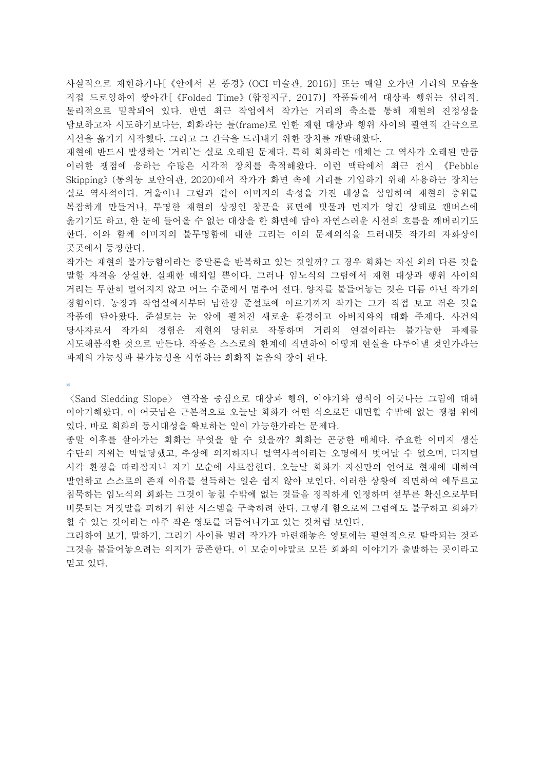사실적으로 재현하거나[《안에서 본 풍경》(OCI 미술관, 2016)] 또는 매일 오가던 거리의 모습을 직접 드로잉하여 쌓아간[《Folded Time》(합정지구, 2017)] 작품들에서 대상과 행위는 심리적, 물리적으로 밀착되어 있다. 반면 최근 작업에서 작가는 거리의 축소를 통해 재현의 진정성을 담보하고자 시도하기보다는, 회화라는 틀(frame)로 인한 재현 대상과 행위 사이의 필연적 간극으로 시선을 옮기기 시작했다. 그리고 그 간극을 드러내기 위한 장치를 개발해왔다.

재현에 반드시 발생하는 '거리'는 실로 오래된 문제다. 특히 회화라는 매체는 그 역사가 오래된 만큼 이러한 쟁점에 응하는 수많은 시각적 장치를 축적해왔다. 이런 맥락에서 최근 전시 《Pebble Skipping》(통의동 보안여관, 2020)에서 작가가 화면 속에 거리를 기입하기 위해 사용하는 장치는 실로 역사적이다. 거울이나 그림과 같이 이미지의 속성을 가진 대상을 삽입하여 재현의 층위를 복잡하게 만들거나, 투명한 재현의 상징인 창문을 표면에 빗물과 먼지가 엉긴 상태로 캔버스에 옮기기도 하고, 한 눈에 들어올 수 없는 대상을 한 화면에 담아 자연스러운 시선의 흐름을 깨버리기도 한다. 이와 함께 이미지의 불투명함에 대한 그리는 이의 문제의식을 드러내듯 작가의 자화상이 곳곳에서 등장한다.

작가는 재현의 불가능함이라는 종말론을 반복하고 있는 것일까? 그 경우 회화는 자신 외의 다른 것을 말할 자격을 상실한, 실패한 매체일 뿐이다. 그러나 임노식의 그림에서 재현 대상과 행위 사이의 거리는 무한히 멀어지지 않고 어느 수준에서 멈추어 선다. 양자를 붙들어놓는 것은 다름 아닌 작가의 경험이다. 농장과 작업실에서부터 남한강 준설토에 이르기까지 작가는 그가 직접 보고 겪은 것을 작품에 담아왔다. 준설토는 눈 앞에 펼쳐진 새로운 환경이고 아버지와의 대화 주제다. 사건의 당사자로서 작가의 경험은 재현의 당위로 작동하며 거리의 연결이라는 불가능한 과제를 시도해봄직한 것으로 만든다. 작품은 스스로의 한계에 직면하여 어떻게 현실을 다루어낼 것인가라는 과제의 가능성과 불가능성을 시험하는 회화적 놀음의 장이 된다.

*

〈Sand Sledding Slope〉 연작을 중심으로 대상과 행위, 이야기와 형식이 어긋나는 그림에 대해 이야기해왔다. 이 어긋남은 근본적으로 오늘날 회화가 어떤 식으로든 대면할 수밖에 없는 쟁점 위에 있다. 바로 회화의 동시대성을 확보하는 일이 가능한가라는 문제다.

종말 이후를 살아가는 회화는 무엇을 할 수 있을까? 회화는 곤궁한 매체다. 주요한 이미지 생산 수단의 지위는 박탈당했고, 추상에 의지하자니 탈역사적이라는 오명에서 벗어날 수 없으며, 디지털 시각 환경을 따라잡자니 자기 모순에 사로잡힌다. 오늘날 회화가 자신만의 언어로 현재에 대하여 발언하고 스스로의 존재 이유를 설득하는 일은 쉽지 않아 보인다. 이러한 상황에 직면하여 에두르고 침묵하는 임노식의 회화는 그것이 놓칠 수밖에 없는 것들을 정직하게 인정하며 섣부른 확신으로부터 비롯되는 거짓말을 피하기 위한 시스템을 구축하려 한다. 그렇게 함으로써 그럼에도 불구하고 회화가 할 수 있는 것이라는 아주 작은 영토를 더듬어나가고 있는 것처럼 보인다.

그리하여 보기, 말하기, 그리기 사이를 벌려 작가가 마련해놓은 영토에는 필연적으로 탈락되는 것과 그것을 붙들어놓으려는 의지가 공존한다. 이 모순이야말로 모든 회화의 이야기가 출발하는 곳이라고 믿고 있다.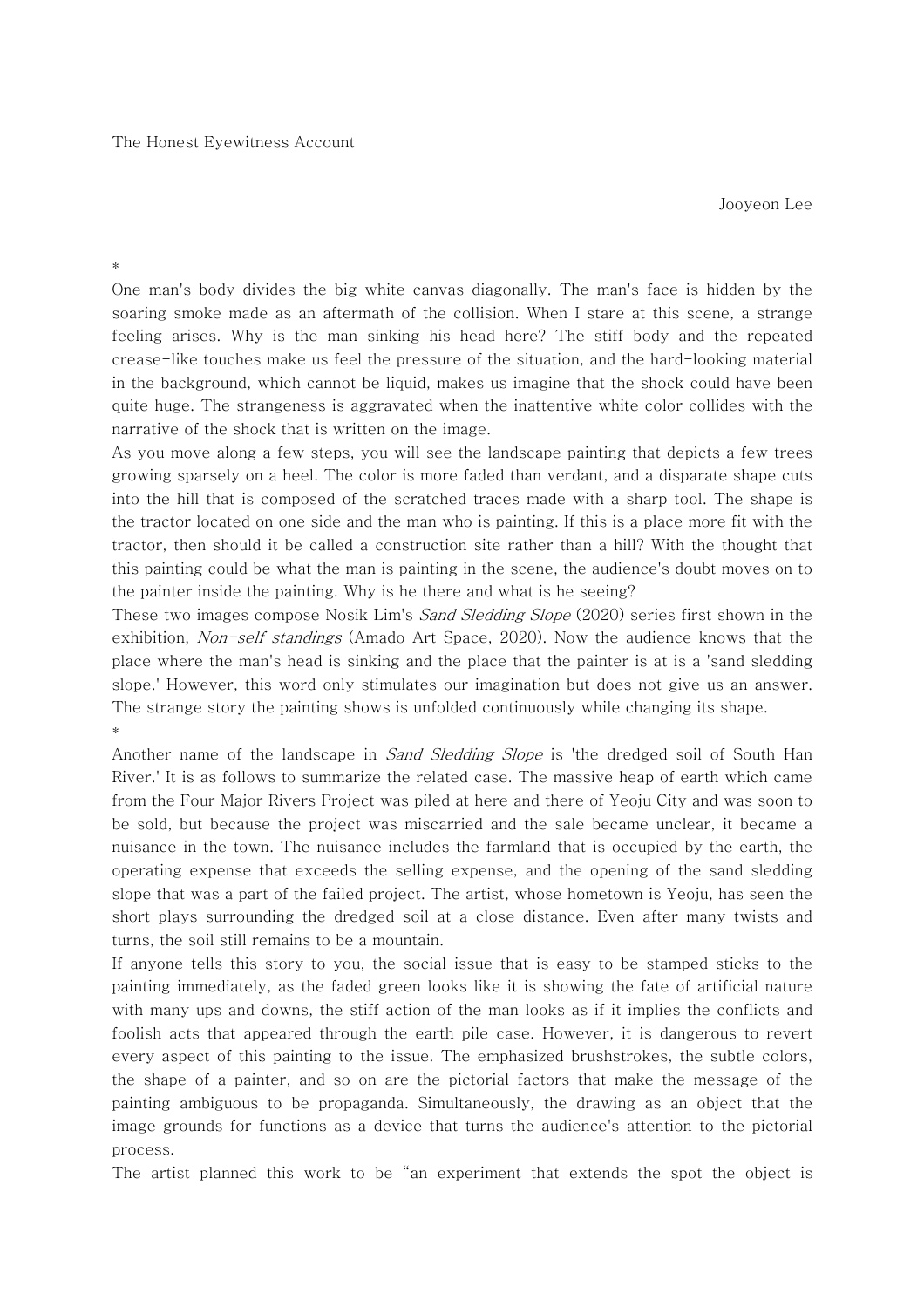The Honest Eyewitness Account

Jooyeon Lee

*

One man's body divides the big white canvas diagonally. The man's face is hidden by the soaring smoke made as an aftermath of the collision. When I stare at this scene, a strange feeling arises. Why is the man sinking his head here? The stiff body and the repeated crease-like touches make us feel the pressure of the situation, and the hard-looking material in the background, which cannot be liquid, makes us imagine that the shock could have been quite huge. The strangeness is aggravated when the inattentive white color collides with the narrative of the shock that is written on the image.

As you move along a few steps, you will see the landscape painting that depicts a few trees growing sparsely on a heel. The color is more faded than verdant, and a disparate shape cuts into the hill that is composed of the scratched traces made with a sharp tool. The shape is the tractor located on one side and the man who is painting. If this is a place more fit with the tractor, then should it be called a construction site rather than a hill? With the thought that this painting could be what the man is painting in the scene, the audience's doubt moves on to the painter inside the painting. Why is he there and what is he seeing?

These two images compose Nosik Lim's *Sand Sledding Slope* (2020) series first shown in the exhibition, *Non-self standings* (Amado Art Space, 2020). Now the audience knows that the place where the man's head is sinking and the place that the painter is at is a 'sand sledding slope.' However, this word only stimulates our imagination but does not give us an answer. The strange story the painting shows is unfolded continuously while changing its shape.

*

Another name of the landscape in *Sand Sledding Slope* is 'the dredged soil of South Han River.' It is as follows to summarize the related case. The massive heap of earth which came from the Four Major Rivers Project was piled at here and there of Yeoju City and was soon to be sold, but because the project was miscarried and the sale became unclear, it became a nuisance in the town. The nuisance includes the farmland that is occupied by the earth, the operating expense that exceeds the selling expense, and the opening of the sand sledding slope that was a part of the failed project. The artist, whose hometown is Yeoju, has seen the short plays surrounding the dredged soil at a close distance. Even after many twists and turns, the soil still remains to be a mountain.

If anyone tells this story to you, the social issue that is easy to be stamped sticks to the painting immediately, as the faded green looks like it is showing the fate of artificial nature with many ups and downs, the stiff action of the man looks as if it implies the conflicts and foolish acts that appeared through the earth pile case. However, it is dangerous to revert every aspect of this painting to the issue. The emphasized brushstrokes, the subtle colors, the shape of a painter, and so on are the pictorial factors that make the message of the painting ambiguous to be propaganda. Simultaneously, the drawing as an object that the image grounds for functions as a device that turns the audience's attention to the pictorial process.

The artist planned this work to be "an experiment that extends the spot the object is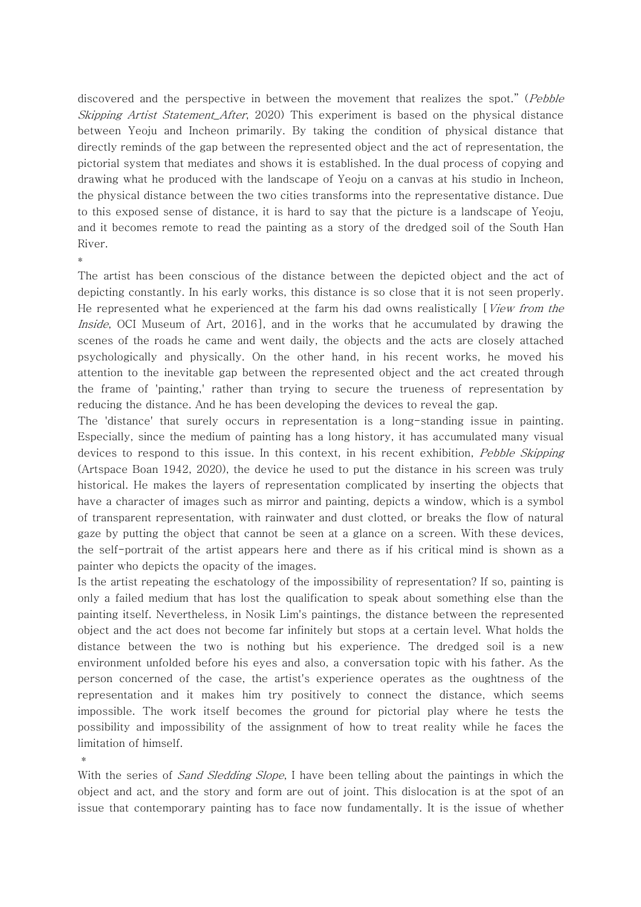discovered and the perspective in between the movement that realizes the spot." (*Pebble Skipping Artist Statement_After*, 2020) This experiment is based on the physical distance between Yeoju and Incheon primarily. By taking the condition of physical distance that directly reminds of the gap between the represented object and the act of representation, the pictorial system that mediates and shows it is established. In the dual process of copying and drawing what he produced with the landscape of Yeoju on a canvas at his studio in Incheon, the physical distance between the two cities transforms into the representative distance. Due to this exposed sense of distance, it is hard to say that the picture is a landscape of Yeoju, and it becomes remote to read the painting as a story of the dredged soil of the South Han River.

*

The artist has been conscious of the distance between the depicted object and the act of depicting constantly. In his early works, this distance is so close that it is not seen properly. He represented what he experienced at the farm his dad owns realistically [*View from the Inside*, OCI Museum of Art, 2016], and in the works that he accumulated by drawing the scenes of the roads he came and went daily, the objects and the acts are closely attached psychologically and physically. On the other hand, in his recent works, he moved his attention to the inevitable gap between the represented object and the act created through the frame of 'painting,' rather than trying to secure the trueness of representation by reducing the distance. And he has been developing the devices to reveal the gap.

The 'distance' that surely occurs in representation is a long-standing issue in painting. Especially, since the medium of painting has a long history, it has accumulated many visual devices to respond to this issue. In this context, in his recent exhibition, *Pebble Skipping* (Artspace Boan 1942, 2020), the device he used to put the distance in his screen was truly historical. He makes the layers of representation complicated by inserting the objects that have a character of images such as mirror and painting, depicts a window, which is a symbol of transparent representation, with rainwater and dust clotted, or breaks the flow of natural gaze by putting the object that cannot be seen at a glance on a screen. With these devices, the self-portrait of the artist appears here and there as if his critical mind is shown as a painter who depicts the opacity of the images.

Is the artist repeating the eschatology of the impossibility of representation? If so, painting is only a failed medium that has lost the qualification to speak about something else than the painting itself. Nevertheless, in Nosik Lim's paintings, the distance between the represented object and the act does not become far infinitely but stops at a certain level. What holds the distance between the two is nothing but his experience. The dredged soil is a new environment unfolded before his eyes and also, a conversation topic with his father. As the person concerned of the case, the artist's experience operates as the oughtness of the representation and it makes him try positively to connect the distance, which seems impossible. The work itself becomes the ground for pictorial play where he tests the possibility and impossibility of the assignment of how to treat reality while he faces the limitation of himself.

*

With the series of *Sand Sledding Slope*, I have been telling about the paintings in which the object and act, and the story and form are out of joint. This dislocation is at the spot of an issue that contemporary painting has to face now fundamentally. It is the issue of whether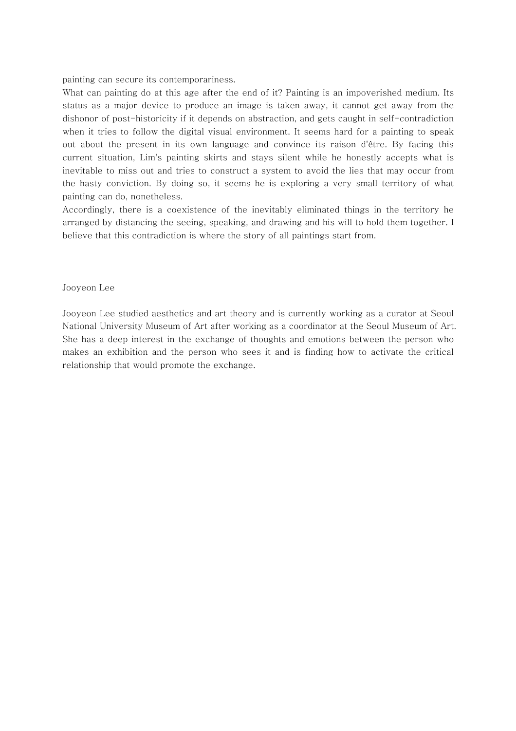painting can secure its contemporariness.

What can painting do at this age after the end of it? Painting is an impoverished medium. Its status as a major device to produce an image is taken away, it cannot get away from the dishonor of post-historicity if it depends on abstraction, and gets caught in self-contradiction when it tries to follow the digital visual environment. It seems hard for a painting to speak out about the present in its own language and convince its raison d'être. By facing this current situation, Lim's painting skirts and stays silent while he honestly accepts what is inevitable to miss out and tries to construct a system to avoid the lies that may occur from the hasty conviction. By doing so, it seems he is exploring a very small territory of what painting can do, nonetheless.

Accordingly, there is a coexistence of the inevitably eliminated things in the territory he arranged by distancing the seeing, speaking, and drawing and his will to hold them together. I believe that this contradiction is where the story of all paintings start from.

Jooyeon Lee

Jooyeon Lee studied aesthetics and art theory and is currently working as a curator at Seoul National University Museum of Art after working as a coordinator at the Seoul Museum of Art. She has a deep interest in the exchange of thoughts and emotions between the person who makes an exhibition and the person who sees it and is finding how to activate the critical relationship that would promote the exchange.